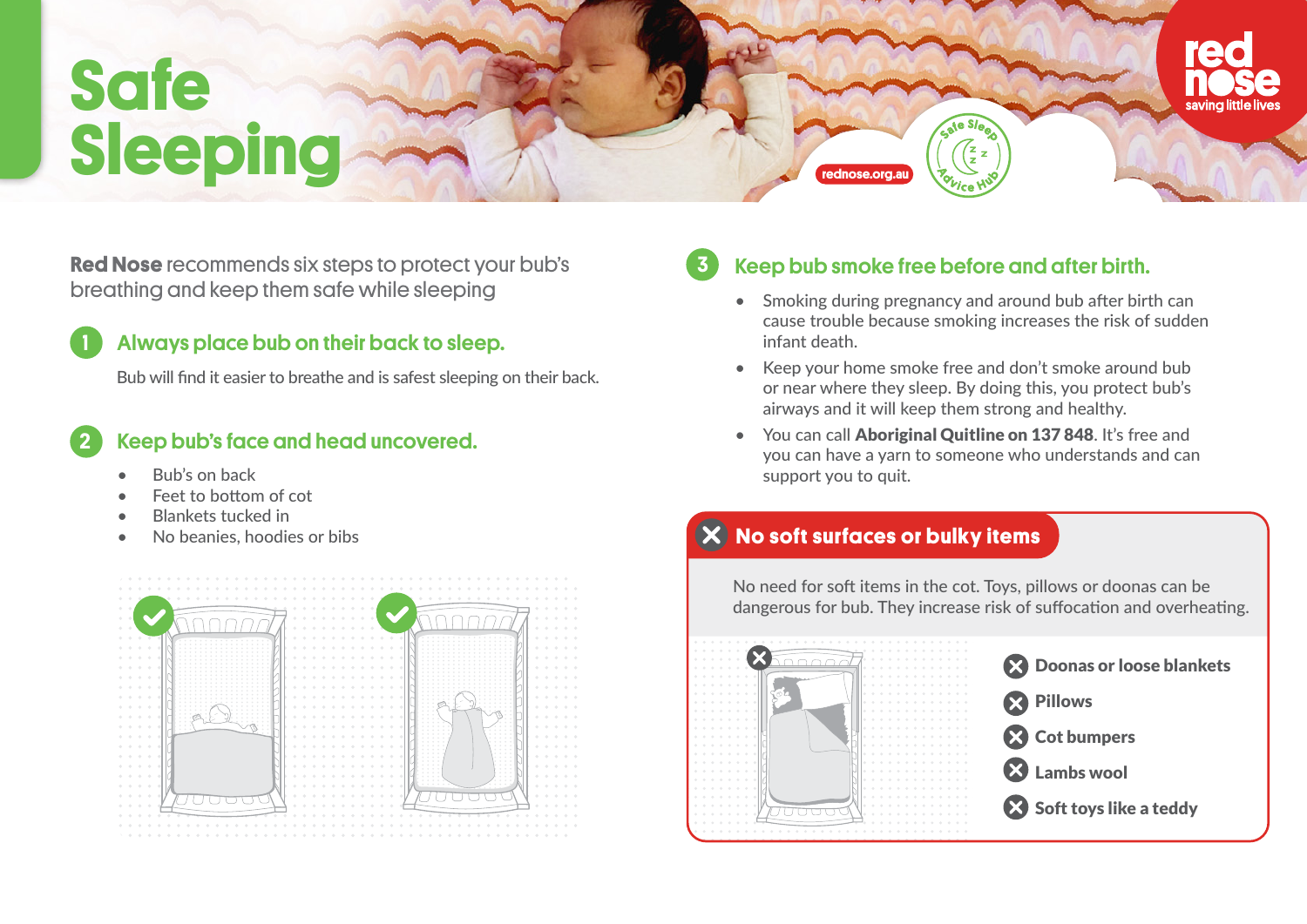# Safe Sleeping

rednose.org.au

**Red Nose** recommends six steps to protect your bub's breathing and keep them safe while sleeping

## 1 Always place bub on their back to sleep.

Bub will find it easier to breathe and is safest sleeping on their back.

## 2 Keep bub's face and head uncovered.

- Bub's on back
- Feet to bottom of cot
- Blankets tucked in
- No beanies, hoodies or bibs

## 3 Keep bub smoke free before and after birth.

- Smoking during pregnancy and around bub after birth can cause trouble because smoking increases the risk of sudden infant death.
- Keep your home smoke free and don't smoke around bub or near where they sleep. By doing this, you protect bub's airways and it will keep them strong and healthy.
- You can call **Aboriginal Quitline on 137 848**. It's free and you can have a yarn to someone who understands and can support you to quit.

## No soft surfaces or bulky items

No need for soft items in the cot. Toys, pillows or doonas can be dangerous for bub. They increase risk of suffocation and overheating.

- **Doonas or loose blankets**
- **Pillows**
- **Cot bumpers**
- **Lambs wool**
- **Soft toys like a teddy**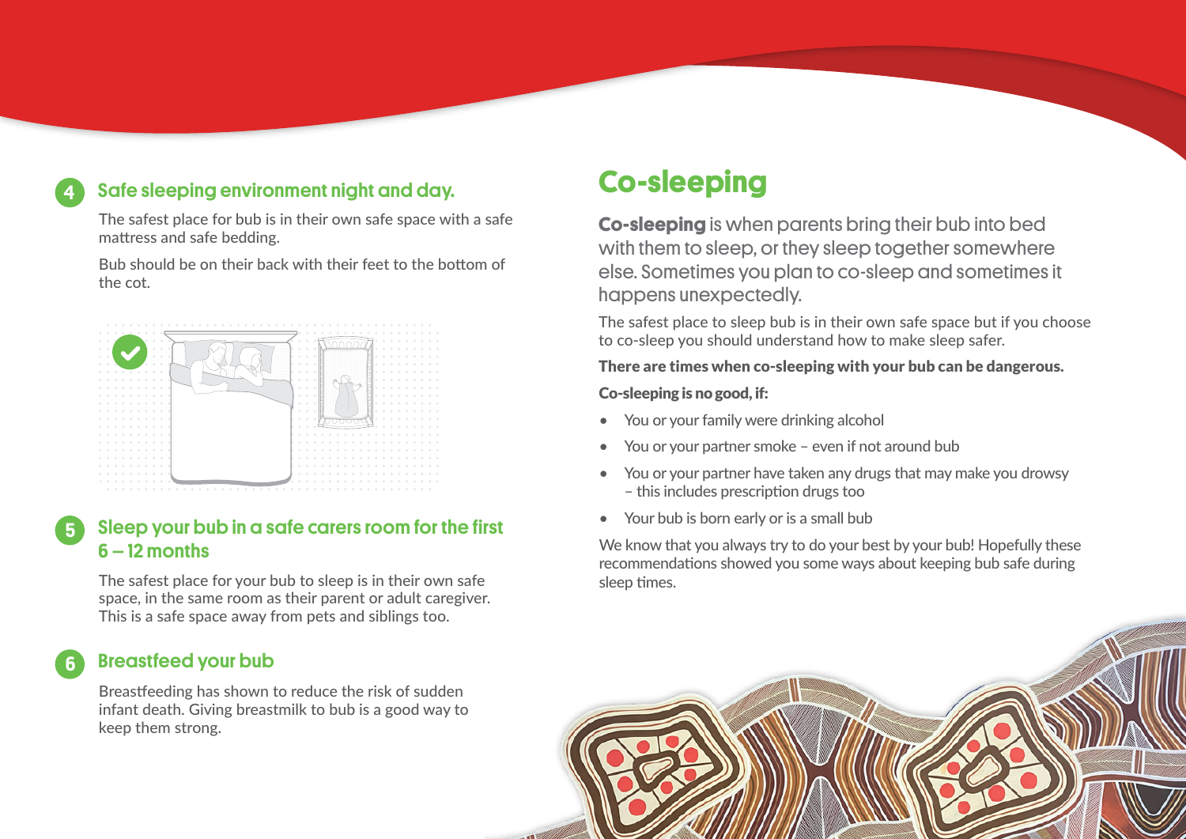## 4 Safe sleeping environment night and day.

The safest place for bub is in their own safe space with a safe mattress and safe bedding.

Bub should be on their back with their feet to the bottom of the cot.

## 5 Sleep your bub in a safe carers room for the first 6 – 12 months

The safest place for your bub to sleep is in their own safe space, in the same room as their parent or adult caregiver. This is a safe space away from pets and siblings too.

## 6 Breastfeed your bub

Breastfeeding has shown to reduce the risk of sudden infant death. Giving breastmilk to bub is a good way to keep them strong.

# Co-sleeping

**Co-sleeping** is when parents bring their bub into bed with them to sleep, or they sleep together somewhere else. Sometimes you plan to co-sleep and sometimes it happens unexpectedly.

The safest place to sleep bub is in their own safe space but if you choose to co-sleep you should understand how to make sleep safer.

**There are times when co-sleeping with your bub can be dangerous.**

**Co-sleeping is no good, if:**

- You or your family were drinking alcohol
- You or your partner smoke – even if not around bub
- You or your partner have taken any drugs that may make you drowsy – this includes prescription drugs too
- Your bub is born early or is a small bub

We know that you always try to do your best by your bub! Hopefully these recommendations showed you some ways about keeping bub safe during sleep times.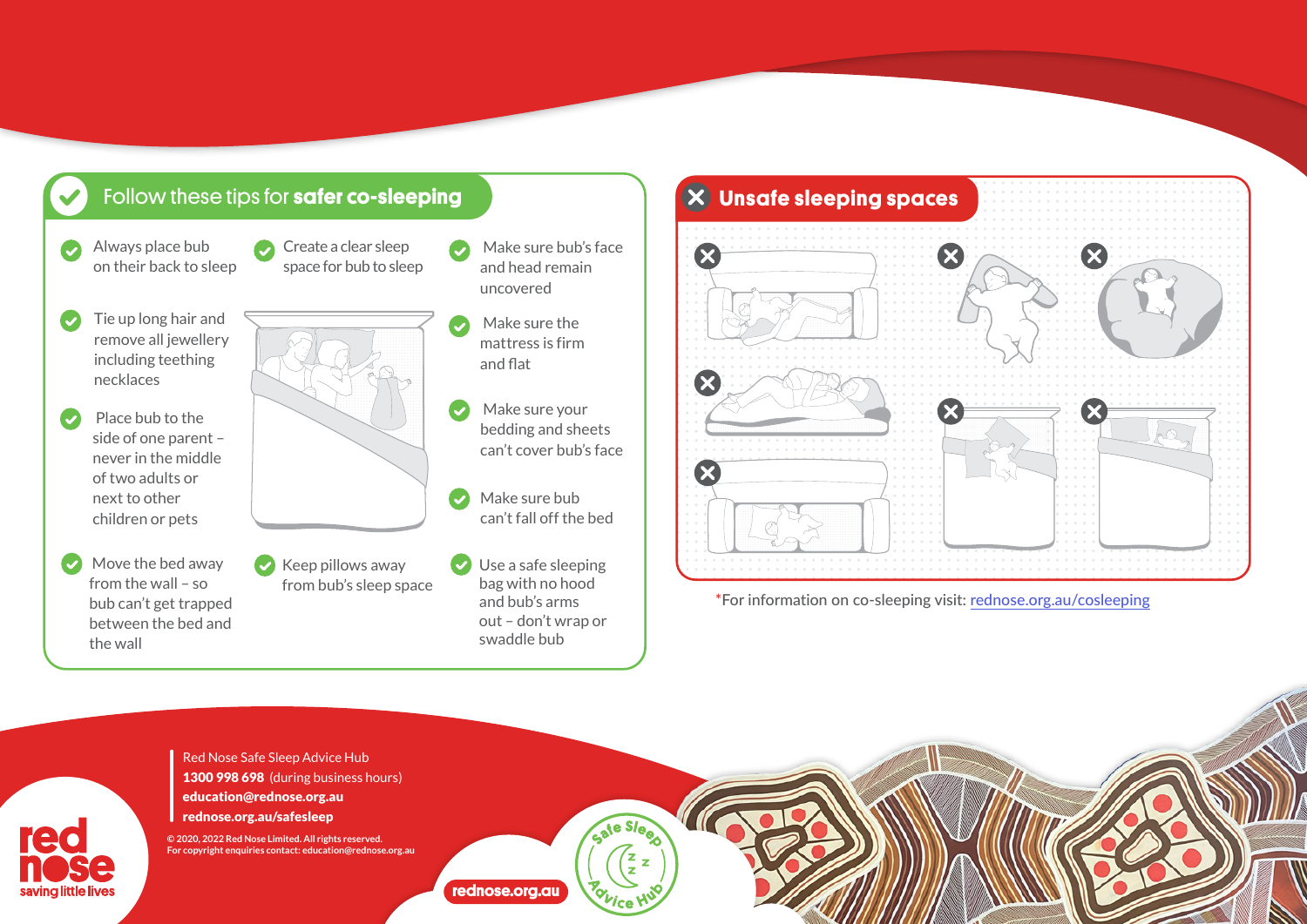## Follow these tips for **safer co-sleeping**

- Always place bub on their back to sleep
- Create a clear sleep space for bub to sleep
- Make sure bub's face and head remain uncovered
- Tie up long hair and remove all jewellery including teething necklaces
- Make sure the mattress is firm and flat
- Place bub to the side of one parent – never in the middle of two adults or next to other children or pets
- Make sure your bedding and sheets can't cover bub's face
- Make sure bub can't fall off the bed
- Move the bed away from the wall – so bub can't get trapped between the bed and the wall
- Keep pillows away from bub's sleep space
- Use a safe sleeping bag with no hood and bub's arms out – don't wrap or swaddle bub

## Unsafe sleeping spaces

*For information on co-sleeping visit: rednose.org.au/cosleeping

Red Nose Safe Sleep Advice Hub
**1300 998 698** (during business hours)
**education@rednose.org.au**
**rednose.org.au/safesleep**

© 2020, 2022 Red Nose Limited. All rights reserved.
For copyright enquiries contact: education@rednose.org.au

rednose.org.au

red nose saving little lives

Safe Sleep Advice Hub